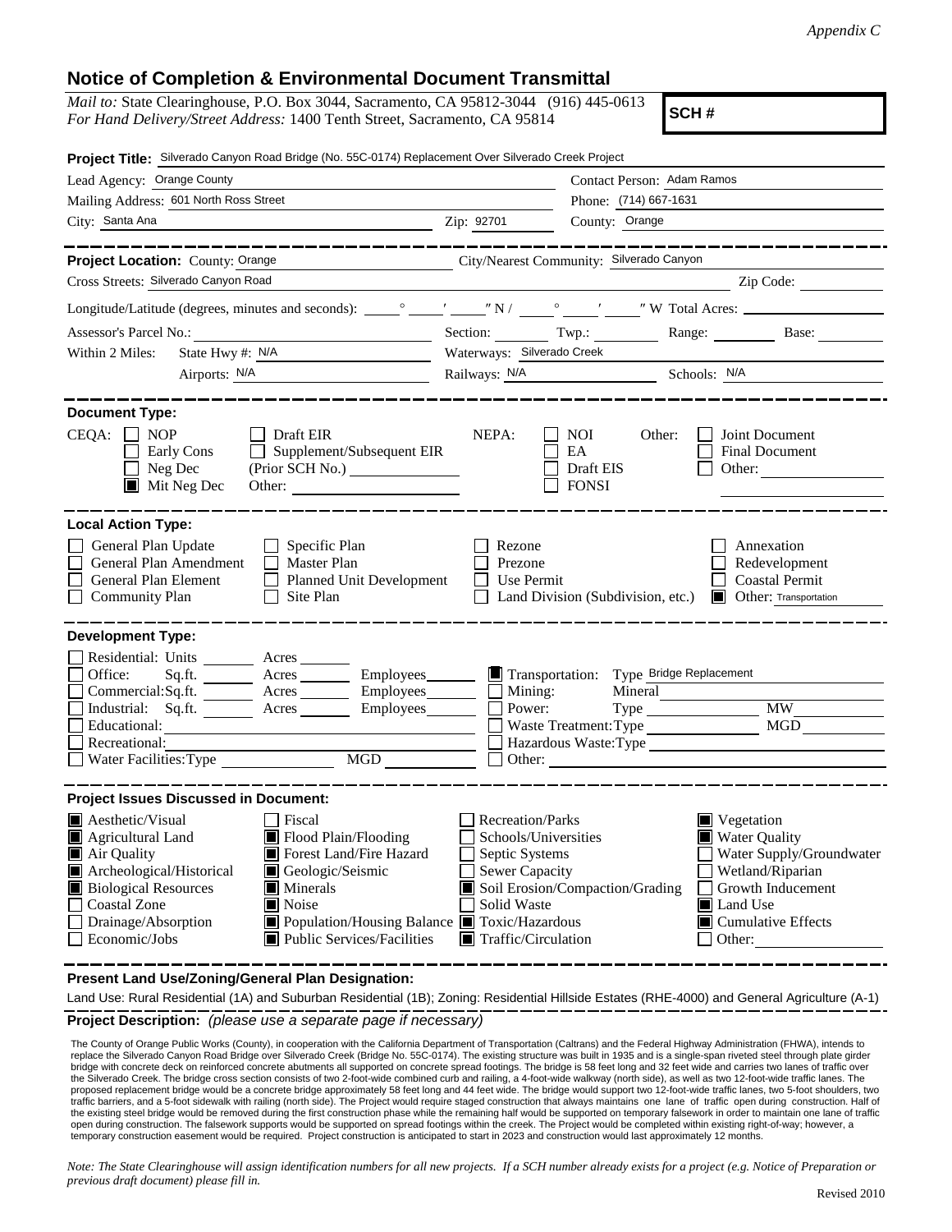*Appendix C*

# Notice of Completion & Environmental Document Transmittal

*Mail to:* State Clearinghouse, P.O. Box 3044, Sacramento, CA 95812-3044 (916) 445-0613
*For Hand Delivery/Street Address:* 1400 Tenth Street, Sacramento, CA 95814

**SCH #**

**Project Title:** Silverado Canyon Road Bridge (No. 55C-0174) Replacement Over Silverado Creek Project

Lead Agency: Orange County
Contact Person: Adam Ramos
Mailing Address: 601 North Ross Street
Phone: (714) 667-1631
City: Santa Ana
Zip: 92701
County: Orange

---

**Project Location:** County: Orange
City/Nearest Community: Silverado Canyon
Cross Streets: Silverado Canyon Road
Zip Code:
Longitude/Latitude (degrees, minutes and seconds): ___° ___′ ___″ N / ___° ___′ ___″ W Total Acres:
Assessor's Parcel No.:
Section: Twp.: Range: Base:
Within 2 Miles: State Hwy #: N/A
Waterways: Silverado Creek
Airports: N/A
Railways: N/A
Schools: N/A

---

**Document Type:**

CEQA: ☐ NOP ☐ Early Cons ☐ Neg Dec ☒ Mit Neg Dec ☐ Draft EIR ☐ Supplement/Subsequent EIR (Prior SCH No.) ___ Other: ___

NEPA: ☐ NOI ☐ EA ☐ Draft EIS ☐ FONSI

Other: ☐ Joint Document ☐ Final Document ☐ Other: ___

---

**Local Action Type:**

☐ General Plan Update ☐ General Plan Amendment ☐ General Plan Element ☐ Community Plan ☐ Specific Plan ☐ Master Plan ☐ Planned Unit Development ☐ Site Plan ☐ Rezone ☐ Prezone ☐ Use Permit ☐ Land Division (Subdivision, etc.) ☐ Annexation ☐ Redevelopment ☐ Coastal Permit ☒ Other: Transportation

---

**Development Type:**

☐ Residential: Units ___ Acres ___
☐ Office: Sq.ft. ___ Acres ___ Employees ___
☐ Commercial: Sq.ft. ___ Acres ___ Employees ___
☐ Industrial: Sq.ft. ___ Acres ___ Employees ___
☐ Educational:
☐ Recreational:
☐ Water Facilities: Type ___ MGD ___
☒ Transportation: Type Bridge Replacement
☐ Mining: Mineral
☐ Power: Type ___ MW
☐ Waste Treatment: Type ___ MGD
☐ Hazardous Waste: Type
☐ Other:

---

**Project Issues Discussed in Document:**

☒ Aesthetic/Visual
☒ Agricultural Land
☒ Air Quality
☒ Archeological/Historical
☒ Biological Resources
☐ Coastal Zone
☐ Drainage/Absorption
☐ Economic/Jobs
☐ Fiscal
☒ Flood Plain/Flooding
☒ Forest Land/Fire Hazard
☒ Geologic/Seismic
☒ Minerals
☒ Noise
☒ Population/Housing Balance
☒ Public Services/Facilities
☐ Recreation/Parks
☐ Schools/Universities
☐ Septic Systems
☐ Sewer Capacity
☒ Soil Erosion/Compaction/Grading
☐ Solid Waste
☒ Toxic/Hazardous
☒ Traffic/Circulation
☒ Vegetation
☒ Water Quality
☐ Water Supply/Groundwater
☐ Wetland/Riparian
☐ Growth Inducement
☒ Land Use
☒ Cumulative Effects
☐ Other:

---

**Present Land Use/Zoning/General Plan Designation:**

Land Use: Rural Residential (1A) and Suburban Residential (1B); Zoning: Residential Hillside Estates (RHE-4000) and General Agriculture (A-1)

---

**Project Description:** *(please use a separate page if necessary)*

The County of Orange Public Works (County), in cooperation with the California Department of Transportation (Caltrans) and the Federal Highway Administration (FHWA), intends to replace the Silverado Canyon Road Bridge over Silverado Creek (Bridge No. 55C-0174). The existing structure was built in 1935 and is a single-span riveted steel through plate girder bridge with concrete deck on reinforced concrete abutments all supported on concrete spread footings. The bridge is 58 feet long and 32 feet wide and carries two lanes of traffic over the Silverado Creek. The bridge cross section consists of two 2-foot-wide combined curb and railing, a 4-foot-wide walkway (north side), as well as two 12-foot-wide traffic lanes. The proposed replacement bridge would be a concrete bridge approximately 58 feet long and 44 feet wide. The bridge would support two 12-foot-wide traffic lanes, two 5-foot shoulders, two traffic barriers, and a 5-foot sidewalk with railing (north side). The Project would require staged construction that always maintains one lane of traffic open during construction. Half of the existing steel bridge would be removed during the first construction phase while the remaining half would be supported on temporary falsework in order to maintain one lane of traffic open during construction. The falsework supports would be supported on spread footings within the creek. The Project would be completed within existing right-of-way; however, a temporary construction easement would be required. Project construction is anticipated to start in 2023 and construction would last approximately 12 months.

*Note: The State Clearinghouse will assign identification numbers for all new projects. If a SCH number already exists for a project (e.g. Notice of Preparation or previous draft document) please fill in.*

Revised 2010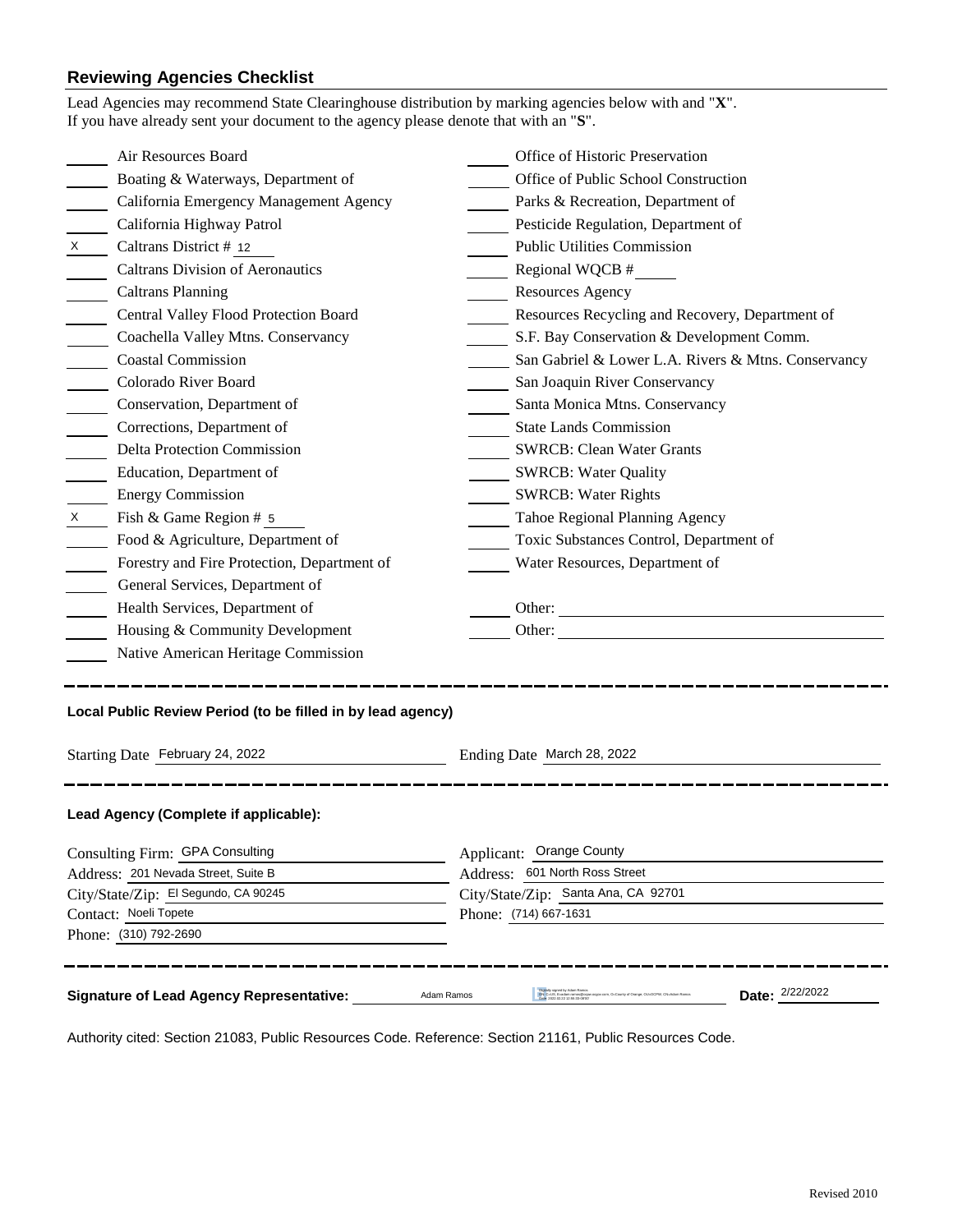## Reviewing Agencies Checklist

Lead Agencies may recommend State Clearinghouse distribution by marking agencies below with and "**X**".
If you have already sent your document to the agency please denote that with an "**S**".

| | | | |
|---|---|---|---|
| | Air Resources Board | | Office of Historic Preservation |
| | Boating & Waterways, Department of | | Office of Public School Construction |
| | California Emergency Management Agency | | Parks & Recreation, Department of |
| | California Highway Patrol | | Pesticide Regulation, Department of |
| X | Caltrans District # 12 | | Public Utilities Commission |
| | Caltrans Division of Aeronautics | | Regional WQCB # |
| | Caltrans Planning | | Resources Agency |
| | Central Valley Flood Protection Board | | Resources Recycling and Recovery, Department of |
| | Coachella Valley Mtns. Conservancy | | S.F. Bay Conservation & Development Comm. |
| | Coastal Commission | | San Gabriel & Lower L.A. Rivers & Mtns. Conservancy |
| | Colorado River Board | | San Joaquin River Conservancy |
| | Conservation, Department of | | Santa Monica Mtns. Conservancy |
| | Corrections, Department of | | State Lands Commission |
| | Delta Protection Commission | | SWRCB: Clean Water Grants |
| | Education, Department of | | SWRCB: Water Quality |
| | Energy Commission | | SWRCB: Water Rights |
| X | Fish & Game Region # 5 | | Tahoe Regional Planning Agency |
| | Food & Agriculture, Department of | | Toxic Substances Control, Department of |
| | Forestry and Fire Protection, Department of | | Water Resources, Department of |
| | General Services, Department of | | |
| | Health Services, Department of | | Other: |
| | Housing & Community Development | | Other: |
| | Native American Heritage Commission | | |

---

**Local Public Review Period (to be filled in by lead agency)**

Starting Date February 24, 2022

Ending Date March 28, 2022

---

**Lead Agency (Complete if applicable):**

Consulting Firm: GPA Consulting
Address: 201 Nevada Street, Suite B
City/State/Zip: El Segundo, CA 90245
Contact: Noeli Topete
Phone: (310) 792-2690

Applicant: Orange County
Address: 601 North Ross Street
City/State/Zip: Santa Ana, CA 92701
Phone: (714) 667-1631

---

**Signature of Lead Agency Representative:** Adam Ramos **Date:** 2/22/2022

Authority cited: Section 21083, Public Resources Code. Reference: Section 21161, Public Resources Code.

Revised 2010